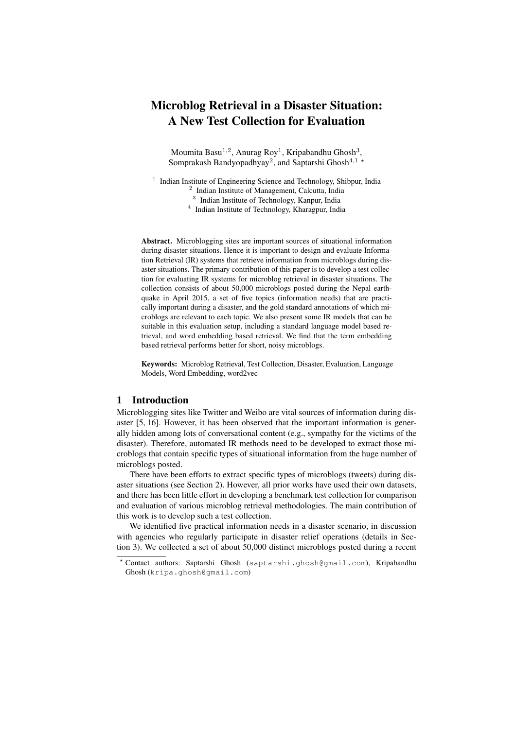# Microblog Retrieval in a Disaster Situation: A New Test Collection for Evaluation

Moumita Basu[1,2], Anurag Roy[1], Kripabandhu Ghosh[3], Somprakash Bandyopadhyay[2], and Saptarshi Ghosh[4,1] ⋆

[1] Indian Institute of Engineering Science and Technology, Shibpur, India
[2] Indian Institute of Management, Calcutta, India
[3] Indian Institute of Technology, Kanpur, India
[4] Indian Institute of Technology, Kharagpur, India

**Abstract.** Microblogging sites are important sources of situational information during disaster situations. Hence it is important to design and evaluate Information Retrieval (IR) systems that retrieve information from microblogs during disaster situations. The primary contribution of this paper is to develop a test collection for evaluating IR systems for microblog retrieval in disaster situations. The collection consists of about 50,000 microblogs posted during the Nepal earthquake in April 2015, a set of five topics (information needs) that are practically important during a disaster, and the gold standard annotations of which microblogs are relevant to each topic. We also present some IR models that can be suitable in this evaluation setup, including a standard language model based retrieval, and word embedding based retrieval. We find that the term embedding based retrieval performs better for short, noisy microblogs.

**Keywords:** Microblog Retrieval, Test Collection, Disaster, Evaluation, Language Models, Word Embedding, word2vec

## 1 Introduction

Microblogging sites like Twitter and Weibo are vital sources of information during disaster [5, 16]. However, it has been observed that the important information is generally hidden among lots of conversational content (e.g., sympathy for the victims of the disaster). Therefore, automated IR methods need to be developed to extract those microblogs that contain specific types of situational information from the huge number of microblogs posted.

There have been efforts to extract specific types of microblogs (tweets) during disaster situations (see Section 2). However, all prior works have used their own datasets, and there has been little effort in developing a benchmark test collection for comparison and evaluation of various microblog retrieval methodologies. The main contribution of this work is to develop such a test collection.

We identified five practical information needs in a disaster scenario, in discussion with agencies who regularly participate in disaster relief operations (details in Section 3). We collected a set of about 50,000 distinct microblogs posted during a recent

⋆ Contact authors: Saptarshi Ghosh (saptarshi.ghosh@gmail.com), Kripabandhu Ghosh (kripa.ghosh@gmail.com)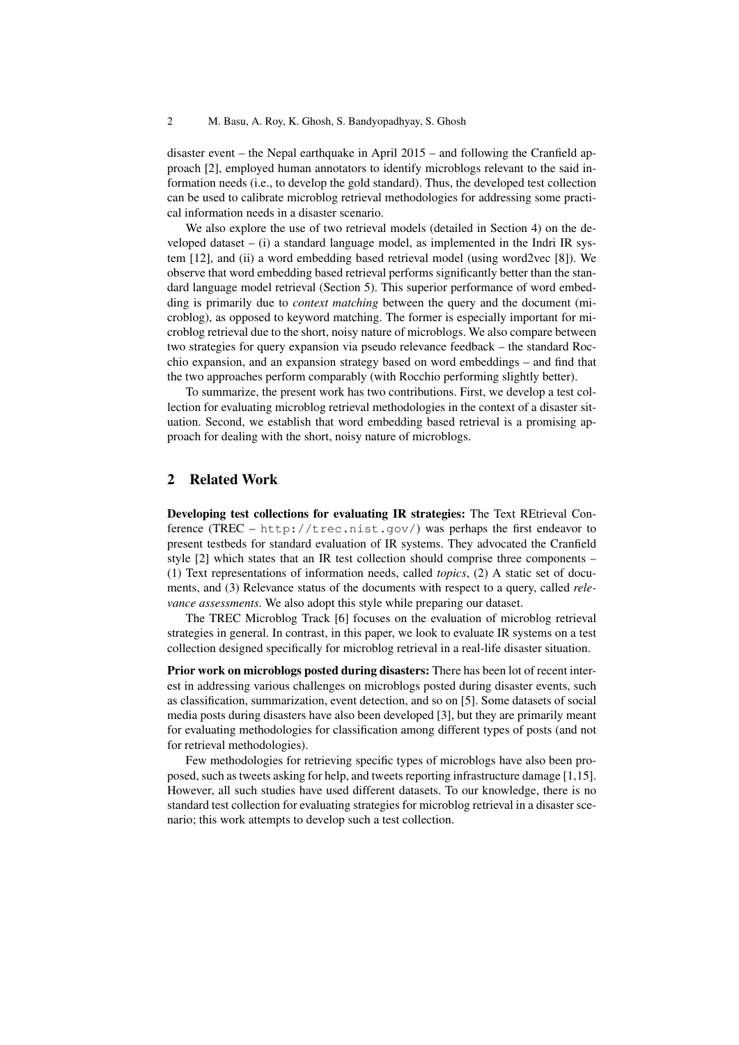disaster event – the Nepal earthquake in April 2015 – and following the Cranfield approach [2], employed human annotators to identify microblogs relevant to the said information needs (i.e., to develop the gold standard). Thus, the developed test collection can be used to calibrate microblog retrieval methodologies for addressing some practical information needs in a disaster scenario.

We also explore the use of two retrieval models (detailed in Section 4) on the developed dataset – (i) a standard language model, as implemented in the Indri IR system [12], and (ii) a word embedding based retrieval model (using word2vec [8]). We observe that word embedding based retrieval performs significantly better than the standard language model retrieval (Section 5). This superior performance of word embedding is primarily due to *context matching* between the query and the document (microblog), as opposed to keyword matching. The former is especially important for microblog retrieval due to the short, noisy nature of microblogs. We also compare between two strategies for query expansion via pseudo relevance feedback – the standard Rocchio expansion, and an expansion strategy based on word embeddings – and find that the two approaches perform comparably (with Rocchio performing slightly better).

To summarize, the present work has two contributions. First, we develop a test collection for evaluating microblog retrieval methodologies in the context of a disaster situation. Second, we establish that word embedding based retrieval is a promising approach for dealing with the short, noisy nature of microblogs.

## 2 Related Work

**Developing test collections for evaluating IR strategies:** The Text REtrieval Conference (TREC – `http://trec.nist.gov/`) was perhaps the first endeavor to present testbeds for standard evaluation of IR systems. They advocated the Cranfield style [2] which states that an IR test collection should comprise three components – (1) Text representations of information needs, called *topics*, (2) A static set of documents, and (3) Relevance status of the documents with respect to a query, called *relevance assessments*. We also adopt this style while preparing our dataset.

The TREC Microblog Track [6] focuses on the evaluation of microblog retrieval strategies in general. In contrast, in this paper, we look to evaluate IR systems on a test collection designed specifically for microblog retrieval in a real-life disaster situation.

**Prior work on microblogs posted during disasters:** There has been lot of recent interest in addressing various challenges on microblogs posted during disaster events, such as classification, summarization, event detection, and so on [5]. Some datasets of social media posts during disasters have also been developed [3], but they are primarily meant for evaluating methodologies for classification among different types of posts (and not for retrieval methodologies).

Few methodologies for retrieving specific types of microblogs have also been proposed, such as tweets asking for help, and tweets reporting infrastructure damage [1,15]. However, all such studies have used different datasets. To our knowledge, there is no standard test collection for evaluating strategies for microblog retrieval in a disaster scenario; this work attempts to develop such a test collection.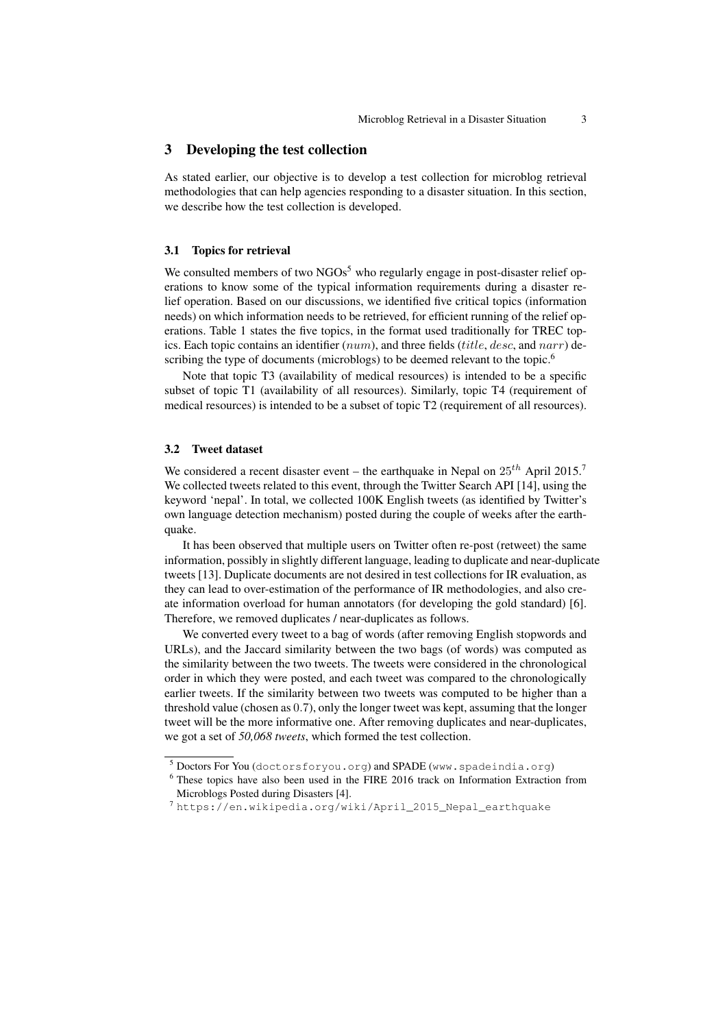## 3 Developing the test collection

As stated earlier, our objective is to develop a test collection for microblog retrieval methodologies that can help agencies responding to a disaster situation. In this section, we describe how the test collection is developed.

### 3.1 Topics for retrieval

We consulted members of two NGOs[5] who regularly engage in post-disaster relief operations to know some of the typical information requirements during a disaster relief operation. Based on our discussions, we identified five critical topics (information needs) on which information needs to be retrieved, for efficient running of the relief operations. Table 1 states the five topics, in the format used traditionally for TREC topics. Each topic contains an identifier ($num$), and three fields ($title$, $desc$, and $narr$) describing the type of documents (microblogs) to be deemed relevant to the topic.[6]

Note that topic T3 (availability of medical resources) is intended to be a specific subset of topic T1 (availability of all resources). Similarly, topic T4 (requirement of medical resources) is intended to be a subset of topic T2 (requirement of all resources).

### 3.2 Tweet dataset

We considered a recent disaster event – the earthquake in Nepal on $25^{th}$ April 2015.[7] We collected tweets related to this event, through the Twitter Search API [14], using the keyword 'nepal'. In total, we collected 100K English tweets (as identified by Twitter's own language detection mechanism) posted during the couple of weeks after the earthquake.

It has been observed that multiple users on Twitter often re-post (retweet) the same information, possibly in slightly different language, leading to duplicate and near-duplicate tweets [13]. Duplicate documents are not desired in test collections for IR evaluation, as they can lead to over-estimation of the performance of IR methodologies, and also create information overload for human annotators (for developing the gold standard) [6]. Therefore, we removed duplicates / near-duplicates as follows.

We converted every tweet to a bag of words (after removing English stopwords and URLs), and the Jaccard similarity between the two bags (of words) was computed as the similarity between the two tweets. The tweets were considered in the chronological order in which they were posted, and each tweet was compared to the chronologically earlier tweets. If the similarity between two tweets was computed to be higher than a threshold value (chosen as $0.7$), only the longer tweet was kept, assuming that the longer tweet will be the more informative one. After removing duplicates and near-duplicates, we got a set of *50,068 tweets*, which formed the test collection.

---

[5] Doctors For You (doctorsforyou.org) and SPADE (www.spadeindia.org)

[6] These topics have also been used in the FIRE 2016 track on Information Extraction from Microblogs Posted during Disasters [4].

[7] https://en.wikipedia.org/wiki/April_2015_Nepal_earthquake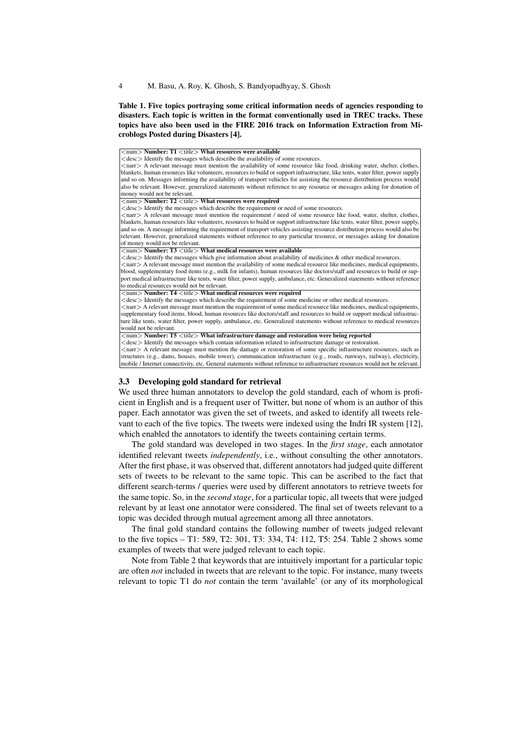**Table 1. Five topics portraying some critical information needs of agencies responding to disasters. Each topic is written in the format conventionally used in TREC tracks. These topics have also been used in the FIRE 2016 track on Information Extraction from Microblogs Posted during Disasters [4].**

| |
|---|
| <num> **Number: T1** <title> **What resources were available**<br><desc> Identify the messages which describe the availability of some resources.<br><narr> A relevant message must mention the availability of some resource like food, drinking water, shelter, clothes, blankets, human resources like volunteers, resources to build or support infrastructure, like tents, water filter, power supply and so on. Messages informing the availability of transport vehicles for assisting the resource distribution process would also be relevant. However, generalized statements without reference to any resource or messages asking for donation of money would not be relevant. |
| <num> **Number: T2** <title> **What resources were required**<br><desc> Identify the messages which describe the requirement or need of some resources.<br><narr> A relevant message must mention the requirement / need of some resource like food, water, shelter, clothes, blankets, human resources like volunteers, resources to build or support infrastructure like tents, water filter, power supply, and so on. A message informing the requirement of transport vehicles assisting resource distribution process would also be relevant. However, generalized statements without reference to any particular resource, or messages asking for donation of money would not be relevant. |
| <num> **Number: T3** <title> **What medical resources were available**<br><desc> Identify the messages which give information about availability of medicines & other medical resources.<br><narr> A relevant message must mention the availability of some medical resource like medicines, medical equipments, blood, supplementary food items (e.g., milk for infants), human resources like doctors/staff and resources to build or support medical infrastructure like tents, water filter, power supply, ambulance, etc. Generalized statements without reference to medical resources would not be relevant. |
| <num> **Number: T4** <title> **What medical resources were required**<br><desc> Identify the messages which describe the requirement of some medicine or other medical resources.<br><narr> A relevant message must mention the requirement of some medical resource like medicines, medical equipments, supplementary food items, blood, human resources like doctors/staff and resources to build or support medical infrastructure like tents, water filter, power supply, ambulance, etc. Generalized statements without reference to medical resources would not be relevant. |
| <num> **Number: T5** <title> **What infrastructure damage and restoration were being reported**<br><desc> Identify the messages which contain information related to infrastructure damage or restoration.<br><narr> A relevant message must mention the damage or restoration of some specific infrastructure resources, such as structures (e.g., dams, houses, mobile tower), communication infrastructure (e.g., roads, runways, railway), electricity, mobile / Internet connectivity, etc. General statements without reference to infrastructure resources would not be relevant. |

### 3.3 Developing gold standard for retrieval

We used three human annotators to develop the gold standard, each of whom is proficient in English and is a frequent user of Twitter, but none of whom is an author of this paper. Each annotator was given the set of tweets, and asked to identify all tweets relevant to each of the five topics. The tweets were indexed using the Indri IR system [12], which enabled the annotators to identify the tweets containing certain terms.

The gold standard was developed in two stages. In the *first stage*, each annotator identified relevant tweets *independently*, i.e., without consulting the other annotators. After the first phase, it was observed that, different annotators had judged quite different sets of tweets to be relevant to the same topic. This can be ascribed to the fact that different search-terms / queries were used by different annotators to retrieve tweets for the same topic. So, in the *second stage*, for a particular topic, all tweets that were judged relevant by at least one annotator were considered. The final set of tweets relevant to a topic was decided through mutual agreement among all three annotators.

The final gold standard contains the following number of tweets judged relevant to the five topics – T1: 589, T2: 301, T3: 334, T4: 112, T5: 254. Table 2 shows some examples of tweets that were judged relevant to each topic.

Note from Table 2 that keywords that are intuitively important for a particular topic are often *not* included in tweets that are relevant to the topic. For instance, many tweets relevant to topic T1 do *not* contain the term 'available' (or any of its morphological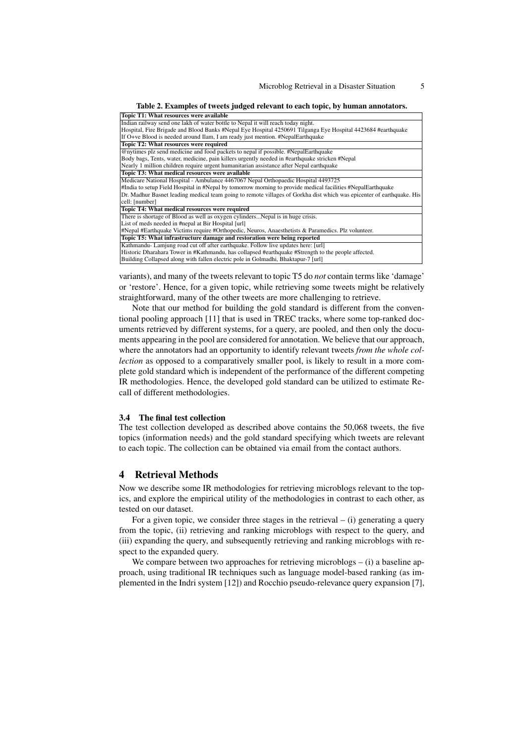**Table 2. Examples of tweets judged relevant to each topic, by human annotators.**

| Topic T1: What resources were available |
|---|
| Indian railway send one lakh of water bottle to Nepal it will reach today night. |
| Hospital, Fire Brigade and Blood Banks #Nepal Eye Hospital 4250691 Tilganga Eye Hospital 4423684 #earthquake |
| If O+ve Blood is needed around Ilam, I am ready just mention. #NepalEarthquake |
| **Topic T2: What resources were required** |
| @nytimes plz send medicine and food packets to nepal if possible. #NepalEarthquake |
| Body bags, Tents, water, medicine, pain killers urgently needed in #earthquake stricken #Nepal |
| Nearly 1 million children require urgent humanitarian assistance after Nepal earthquake |
| **Topic T3: What medical resources were available** |
| Medicare National Hospital - Ambulance 4467067 Nepal Orthopaedic Hospital 4493725 |
| #India to setup Field Hospital in #Nepal by tomorrow morning to provide medical facilities #NepalEarthquake |
| Dr. Madhur Basnet leading medical team going to remote villages of Gorkha dist which was epicenter of earthquake. His cell: [number] |
| **Topic T4: What medical resources were required** |
| There is shortage of Blood as well as oxygen cylinders...Nepal is in huge crisis. |
| List of meds needed in #nepal at Bir Hospital [url] |
| #Nepal #Earthquake Victims require #Orthopedic, Neuros, Anaesthetists & Paramedics. Plz volunteer. |
| **Topic T5: What infrastructure damage and restoration were being reported** |
| Kathmandu- Lamjung road cut off after earthquake. Follow live updates here: [url] |
| Historic Dharahara Tower in #Kathmandu, has collapsed #earthquake #Strength to the people affected. |
| Building Collapsed along with fallen electric pole in Golmadhi, Bhaktapur-7 [url] |

variants), and many of the tweets relevant to topic T5 do *not* contain terms like 'damage' or 'restore'. Hence, for a given topic, while retrieving some tweets might be relatively straightforward, many of the other tweets are more challenging to retrieve.

Note that our method for building the gold standard is different from the conventional pooling approach [11] that is used in TREC tracks, where some top-ranked documents retrieved by different systems, for a query, are pooled, and then only the documents appearing in the pool are considered for annotation. We believe that our approach, where the annotators had an opportunity to identify relevant tweets *from the whole collection* as opposed to a comparatively smaller pool, is likely to result in a more complete gold standard which is independent of the performance of the different competing IR methodologies. Hence, the developed gold standard can be utilized to estimate Recall of different methodologies.

### 3.4 The final test collection

The test collection developed as described above contains the 50,068 tweets, the five topics (information needs) and the gold standard specifying which tweets are relevant to each topic. The collection can be obtained via email from the contact authors.

## 4 Retrieval Methods

Now we describe some IR methodologies for retrieving microblogs relevant to the topics, and explore the empirical utility of the methodologies in contrast to each other, as tested on our dataset.

For a given topic, we consider three stages in the retrieval – (i) generating a query from the topic, (ii) retrieving and ranking microblogs with respect to the query, and (iii) expanding the query, and subsequently retrieving and ranking microblogs with respect to the expanded query.

We compare between two approaches for retrieving microblogs – (i) a baseline approach, using traditional IR techniques such as language model-based ranking (as implemented in the Indri system [12]) and Rocchio pseudo-relevance query expansion [7],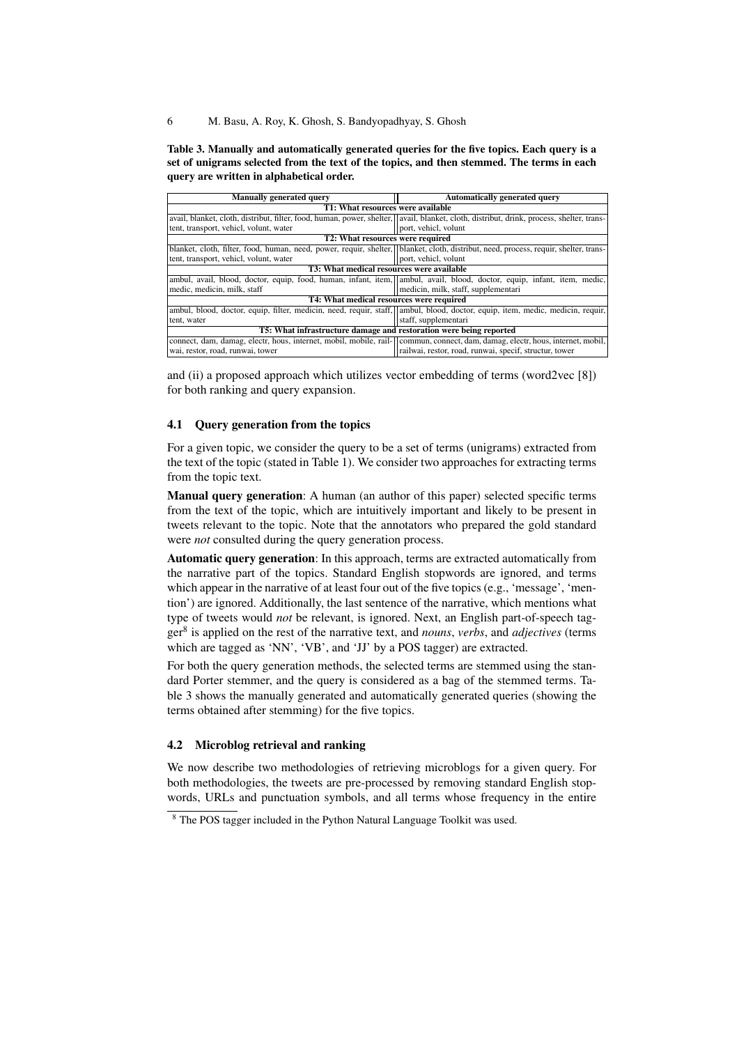**Table 3. Manually and automatically generated queries for the five topics. Each query is a set of unigrams selected from the text of the topics, and then stemmed. The terms in each query are written in alphabetical order.**

| Manually generated query | Automatically generated query |
|---|---|
| **T1: What resources were available** | |
| avail, blanket, cloth, distribut, filter, food, human, power, shelter, tent, transport, vehicl, volunt, water | avail, blanket, cloth, distribut, drink, process, shelter, transport, vehicl, volunt |
| **T2: What resources were required** | |
| blanket, cloth, filter, food, human, need, power, requir, shelter, tent, transport, vehicl, volunt, water | blanket, cloth, distribut, need, process, requir, shelter, transport, vehicl, volunt |
| **T3: What medical resources were available** | |
| ambul, avail, blood, doctor, equip, food, human, infant, item, medic, medicin, milk, staff | ambul, avail, blood, doctor, equip, infant, item, medic, medicin, milk, staff, supplementari |
| **T4: What medical resources were required** | |
| ambul, blood, doctor, equip, filter, medicin, need, requir, staff, tent, water | ambul, blood, doctor, equip, item, medic, medicin, requir, staff, supplementari |
| **T5: What infrastructure damage and restoration were being reported** | |
| connect, dam, damag, electr, hous, internet, mobil, mobile, railwai, restor, road, runwai, tower | commun, connect, dam, damag, electr, hous, internet, mobil, railwai, restor, road, runwai, specif, structur, tower |

and (ii) a proposed approach which utilizes vector embedding of terms (word2vec [8]) for both ranking and query expansion.

### 4.1 Query generation from the topics

For a given topic, we consider the query to be a set of terms (unigrams) extracted from the text of the topic (stated in Table 1). We consider two approaches for extracting terms from the topic text.

**Manual query generation**: A human (an author of this paper) selected specific terms from the text of the topic, which are intuitively important and likely to be present in tweets relevant to the topic. Note that the annotators who prepared the gold standard were *not* consulted during the query generation process.

**Automatic query generation**: In this approach, terms are extracted automatically from the narrative part of the topics. Standard English stopwords are ignored, and terms which appear in the narrative of at least four out of the five topics (e.g., 'message', 'mention') are ignored. Additionally, the last sentence of the narrative, which mentions what type of tweets would *not* be relevant, is ignored. Next, an English part-of-speech tagger[8] is applied on the rest of the narrative text, and *nouns*, *verbs*, and *adjectives* (terms which are tagged as 'NN', 'VB', and 'JJ' by a POS tagger) are extracted.

For both the query generation methods, the selected terms are stemmed using the standard Porter stemmer, and the query is considered as a bag of the stemmed terms. Table 3 shows the manually generated and automatically generated queries (showing the terms obtained after stemming) for the five topics.

### 4.2 Microblog retrieval and ranking

We now describe two methodologies of retrieving microblogs for a given query. For both methodologies, the tweets are pre-processed by removing standard English stopwords, URLs and punctuation symbols, and all terms whose frequency in the entire

[8] The POS tagger included in the Python Natural Language Toolkit was used.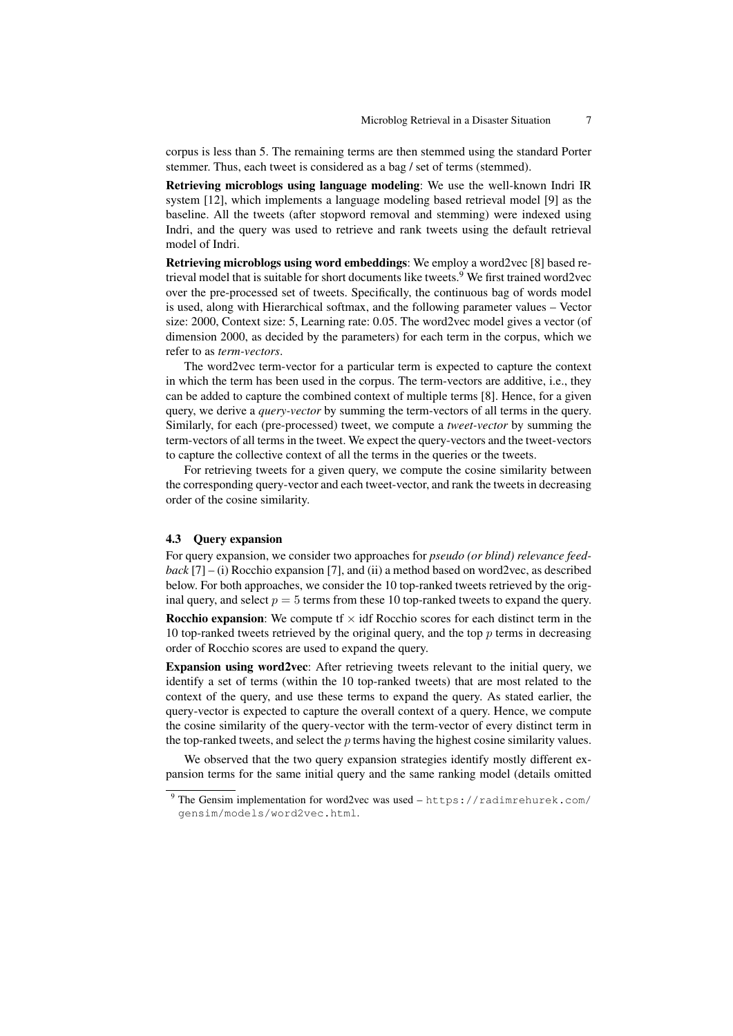corpus is less than 5. The remaining terms are then stemmed using the standard Porter stemmer. Thus, each tweet is considered as a bag / set of terms (stemmed).

**Retrieving microblogs using language modeling**: We use the well-known Indri IR system [12], which implements a language modeling based retrieval model [9] as the baseline. All the tweets (after stopword removal and stemming) were indexed using Indri, and the query was used to retrieve and rank tweets using the default retrieval model of Indri.

**Retrieving microblogs using word embeddings**: We employ a word2vec [8] based retrieval model that is suitable for short documents like tweets.[9] We first trained word2vec over the pre-processed set of tweets. Specifically, the continuous bag of words model is used, along with Hierarchical softmax, and the following parameter values – Vector size: 2000, Context size: 5, Learning rate: 0.05. The word2vec model gives a vector (of dimension 2000, as decided by the parameters) for each term in the corpus, which we refer to as *term-vectors*.

The word2vec term-vector for a particular term is expected to capture the context in which the term has been used in the corpus. The term-vectors are additive, i.e., they can be added to capture the combined context of multiple terms [8]. Hence, for a given query, we derive a *query-vector* by summing the term-vectors of all terms in the query. Similarly, for each (pre-processed) tweet, we compute a *tweet-vector* by summing the term-vectors of all terms in the tweet. We expect the query-vectors and the tweet-vectors to capture the collective context of all the terms in the queries or the tweets.

For retrieving tweets for a given query, we compute the cosine similarity between the corresponding query-vector and each tweet-vector, and rank the tweets in decreasing order of the cosine similarity.

### 4.3 Query expansion

For query expansion, we consider two approaches for *pseudo (or blind) relevance feedback* [7] – (i) Rocchio expansion [7], and (ii) a method based on word2vec, as described below. For both approaches, we consider the 10 top-ranked tweets retrieved by the original query, and select $p = 5$ terms from these 10 top-ranked tweets to expand the query.

**Rocchio expansion**: We compute tf $\times$ idf Rocchio scores for each distinct term in the 10 top-ranked tweets retrieved by the original query, and the top $p$ terms in decreasing order of Rocchio scores are used to expand the query.

**Expansion using word2vec**: After retrieving tweets relevant to the initial query, we identify a set of terms (within the 10 top-ranked tweets) that are most related to the context of the query, and use these terms to expand the query. As stated earlier, the query-vector is expected to capture the overall context of a query. Hence, we compute the cosine similarity of the query-vector with the term-vector of every distinct term in the top-ranked tweets, and select the $p$ terms having the highest cosine similarity values.

We observed that the two query expansion strategies identify mostly different expansion terms for the same initial query and the same ranking model (details omitted

[9] The Gensim implementation for word2vec was used – https://radimrehurek.com/gensim/models/word2vec.html.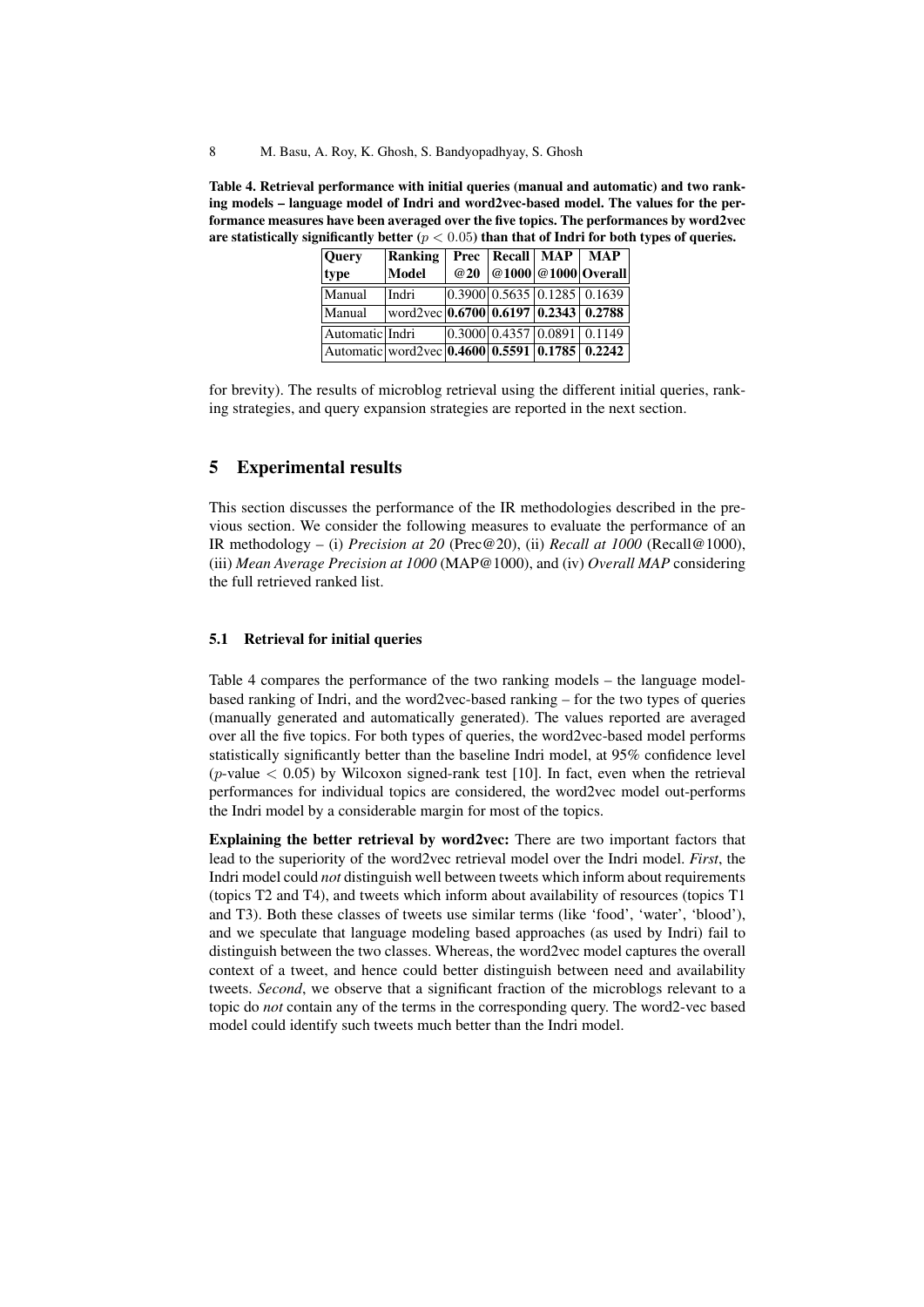**Table 4. Retrieval performance with initial queries (manual and automatic) and two ranking models – language model of Indri and word2vec-based model. The values for the performance measures have been averaged over the five topics. The performances by word2vec are statistically significantly better ($p < 0.05$) than that of Indri for both types of queries.**

| Query type | Ranking Model | Prec @20 | Recall @1000 | MAP @1000 | MAP Overall |
|---|---|---|---|---|---|
| Manual | Indri | 0.3900 | 0.5635 | 0.1285 | 0.1639 |
| Manual | word2vec | **0.6700** | **0.6197** | **0.2343** | **0.2788** |
| Automatic | Indri | 0.3000 | 0.4357 | 0.0891 | 0.1149 |
| Automatic | word2vec | **0.4600** | **0.5591** | **0.1785** | **0.2242** |

for brevity). The results of microblog retrieval using the different initial queries, ranking strategies, and query expansion strategies are reported in the next section.

## 5 Experimental results

This section discusses the performance of the IR methodologies described in the previous section. We consider the following measures to evaluate the performance of an IR methodology – (i) *Precision at 20* (Prec@20), (ii) *Recall at 1000* (Recall@1000), (iii) *Mean Average Precision at 1000* (MAP@1000), and (iv) *Overall MAP* considering the full retrieved ranked list.

### 5.1 Retrieval for initial queries

Table 4 compares the performance of the two ranking models – the language model-based ranking of Indri, and the word2vec-based ranking – for the two types of queries (manually generated and automatically generated). The values reported are averaged over all the five topics. For both types of queries, the word2vec-based model performs statistically significantly better than the baseline Indri model, at 95% confidence level ($p$-value $< 0.05$) by Wilcoxon signed-rank test [10]. In fact, even when the retrieval performances for individual topics are considered, the word2vec model out-performs the Indri model by a considerable margin for most of the topics.

**Explaining the better retrieval by word2vec:** There are two important factors that lead to the superiority of the word2vec retrieval model over the Indri model. *First*, the Indri model could *not* distinguish well between tweets which inform about requirements (topics T2 and T4), and tweets which inform about availability of resources (topics T1 and T3). Both these classes of tweets use similar terms (like 'food', 'water', 'blood'), and we speculate that language modeling based approaches (as used by Indri) fail to distinguish between the two classes. Whereas, the word2vec model captures the overall context of a tweet, and hence could better distinguish between need and availability tweets. *Second*, we observe that a significant fraction of the microblogs relevant to a topic do *not* contain any of the terms in the corresponding query. The word2-vec based model could identify such tweets much better than the Indri model.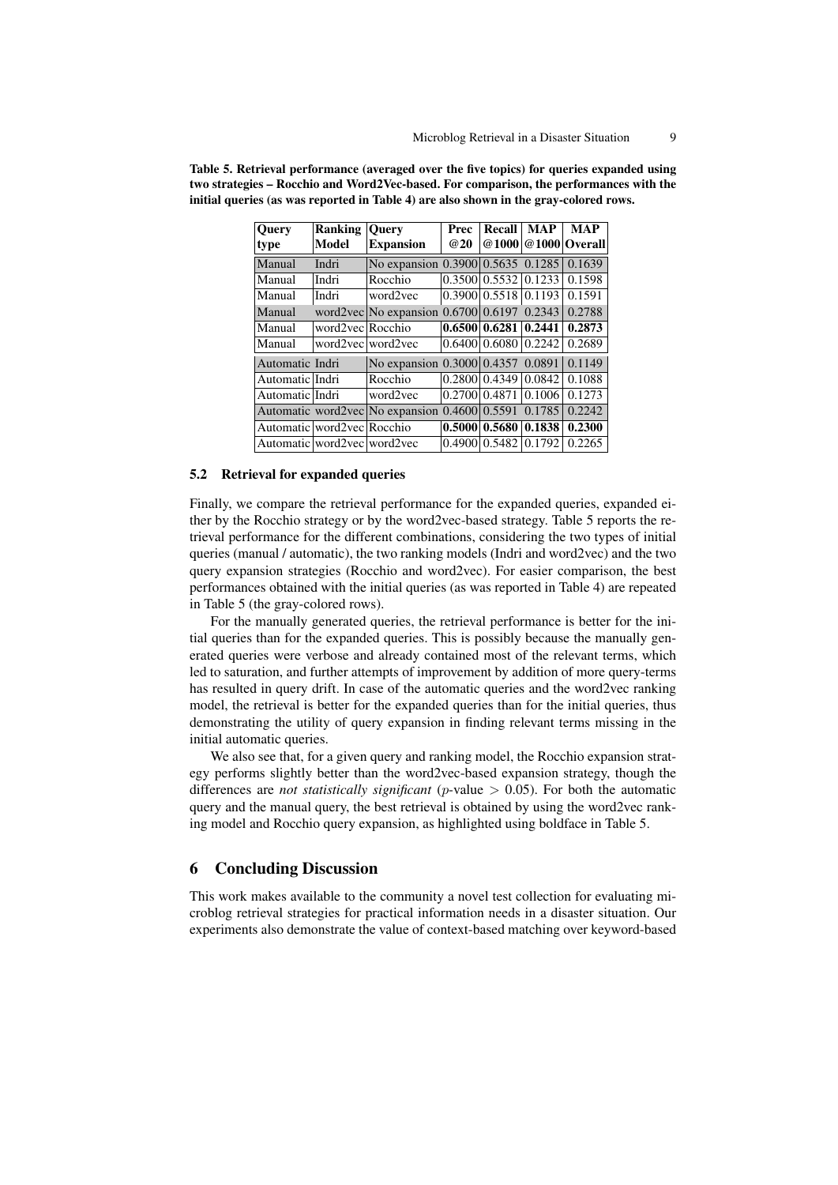**Table 5. Retrieval performance (averaged over the five topics) for queries expanded using two strategies – Rocchio and Word2Vec-based. For comparison, the performances with the initial queries (as was reported in Table 4) are also shown in the gray-colored rows.**

| Query type | Ranking Model | Query Expansion | Prec @20 | Recall @1000 | MAP @1000 | MAP Overall |
|---|---|---|---|---|---|---|
| Manual | Indri | No expansion | 0.3900 | 0.5635 | 0.1285 | 0.1639 |
| Manual | Indri | Rocchio | 0.3500 | 0.5532 | 0.1233 | 0.1598 |
| Manual | Indri | word2vec | 0.3900 | 0.5518 | 0.1193 | 0.1591 |
| Manual | word2vec | No expansion | 0.6700 | 0.6197 | 0.2343 | 0.2788 |
| Manual | word2vec | Rocchio | **0.6500** | **0.6281** | **0.2441** | **0.2873** |
| Manual | word2vec | word2vec | 0.6400 | 0.6080 | 0.2242 | 0.2689 |
| Automatic | Indri | No expansion | 0.3000 | 0.4357 | 0.0891 | 0.1149 |
| Automatic | Indri | Rocchio | 0.2800 | 0.4349 | 0.0842 | 0.1088 |
| Automatic | Indri | word2vec | 0.2700 | 0.4871 | 0.1006 | 0.1273 |
| Automatic | word2vec | No expansion | 0.4600 | 0.5591 | 0.1785 | 0.2242 |
| Automatic | word2vec | Rocchio | **0.5000** | **0.5680** | **0.1838** | **0.2300** |
| Automatic | word2vec | word2vec | 0.4900 | 0.5482 | 0.1792 | 0.2265 |

### 5.2 Retrieval for expanded queries

Finally, we compare the retrieval performance for the expanded queries, expanded either by the Rocchio strategy or by the word2vec-based strategy. Table 5 reports the retrieval performance for the different combinations, considering the two types of initial queries (manual / automatic), the two ranking models (Indri and word2vec) and the two query expansion strategies (Rocchio and word2vec). For easier comparison, the best performances obtained with the initial queries (as was reported in Table 4) are repeated in Table 5 (the gray-colored rows).

For the manually generated queries, the retrieval performance is better for the initial queries than for the expanded queries. This is possibly because the manually generated queries were verbose and already contained most of the relevant terms, which led to saturation, and further attempts of improvement by addition of more query-terms has resulted in query drift. In case of the automatic queries and the word2vec ranking model, the retrieval is better for the expanded queries than for the initial queries, thus demonstrating the utility of query expansion in finding relevant terms missing in the initial automatic queries.

We also see that, for a given query and ranking model, the Rocchio expansion strategy performs slightly better than the word2vec-based expansion strategy, though the differences are *not statistically significant* ($p$-value $> 0.05$). For both the automatic query and the manual query, the best retrieval is obtained by using the word2vec ranking model and Rocchio query expansion, as highlighted using boldface in Table 5.

## 6 Concluding Discussion

This work makes available to the community a novel test collection for evaluating microblog retrieval strategies for practical information needs in a disaster situation. Our experiments also demonstrate the value of context-based matching over keyword-based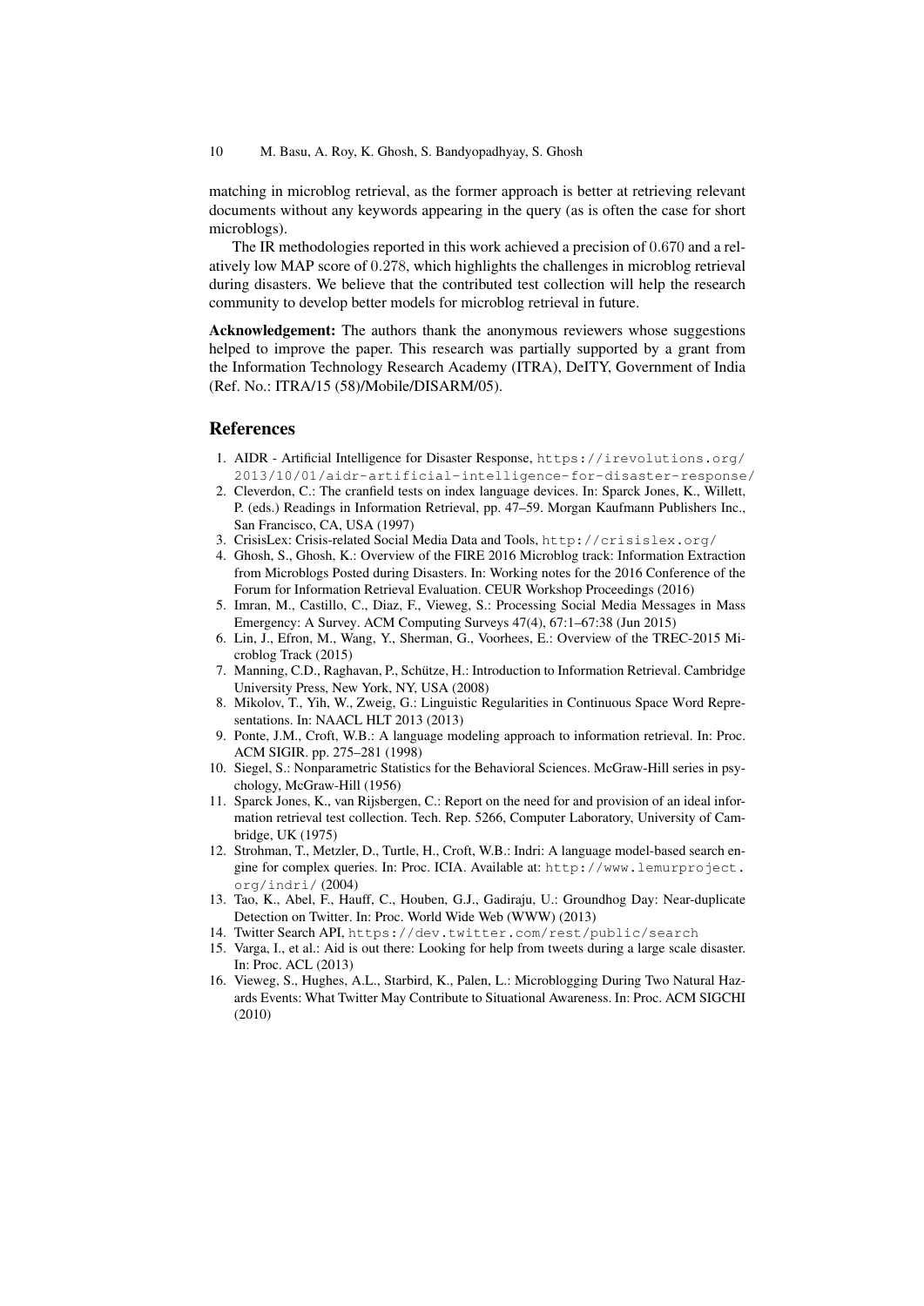matching in microblog retrieval, as the former approach is better at retrieving relevant documents without any keywords appearing in the query (as is often the case for short microblogs).

The IR methodologies reported in this work achieved a precision of 0.670 and a relatively low MAP score of 0.278, which highlights the challenges in microblog retrieval during disasters. We believe that the contributed test collection will help the research community to develop better models for microblog retrieval in future.

**Acknowledgement:** The authors thank the anonymous reviewers whose suggestions helped to improve the paper. This research was partially supported by a grant from the Information Technology Research Academy (ITRA), DeITY, Government of India (Ref. No.: ITRA/15 (58)/Mobile/DISARM/05).

## References

1. AIDR - Artificial Intelligence for Disaster Response, `https://irevolutions.org/2013/10/01/aidr-artificial-intelligence-for-disaster-response/`
2. Cleverdon, C.: The cranfield tests on index language devices. In: Sparck Jones, K., Willett, P. (eds.) Readings in Information Retrieval, pp. 47–59. Morgan Kaufmann Publishers Inc., San Francisco, CA, USA (1997)
3. CrisisLex: Crisis-related Social Media Data and Tools, `http://crisislex.org/`
4. Ghosh, S., Ghosh, K.: Overview of the FIRE 2016 Microblog track: Information Extraction from Microblogs Posted during Disasters. In: Working notes for the 2016 Conference of the Forum for Information Retrieval Evaluation. CEUR Workshop Proceedings (2016)
5. Imran, M., Castillo, C., Diaz, F., Vieweg, S.: Processing Social Media Messages in Mass Emergency: A Survey. ACM Computing Surveys 47(4), 67:1–67:38 (Jun 2015)
6. Lin, J., Efron, M., Wang, Y., Sherman, G., Voorhees, E.: Overview of the TREC-2015 Microblog Track (2015)
7. Manning, C.D., Raghavan, P., Schütze, H.: Introduction to Information Retrieval. Cambridge University Press, New York, NY, USA (2008)
8. Mikolov, T., Yih, W., Zweig, G.: Linguistic Regularities in Continuous Space Word Representations. In: NAACL HLT 2013 (2013)
9. Ponte, J.M., Croft, W.B.: A language modeling approach to information retrieval. In: Proc. ACM SIGIR. pp. 275–281 (1998)
10. Siegel, S.: Nonparametric Statistics for the Behavioral Sciences. McGraw-Hill series in psychology, McGraw-Hill (1956)
11. Sparck Jones, K., van Rijsbergen, C.: Report on the need for and provision of an ideal information retrieval test collection. Tech. Rep. 5266, Computer Laboratory, University of Cambridge, UK (1975)
12. Strohman, T., Metzler, D., Turtle, H., Croft, W.B.: Indri: A language model-based search engine for complex queries. In: Proc. ICIA. Available at: `http://www.lemurproject.org/indri/` (2004)
13. Tao, K., Abel, F., Hauff, C., Houben, G.J., Gadiraju, U.: Groundhog Day: Near-duplicate Detection on Twitter. In: Proc. World Wide Web (WWW) (2013)
14. Twitter Search API, `https://dev.twitter.com/rest/public/search`
15. Varga, I., et al.: Aid is out there: Looking for help from tweets during a large scale disaster. In: Proc. ACL (2013)
16. Vieweg, S., Hughes, A.L., Starbird, K., Palen, L.: Microblogging During Two Natural Hazards Events: What Twitter May Contribute to Situational Awareness. In: Proc. ACM SIGCHI (2010)